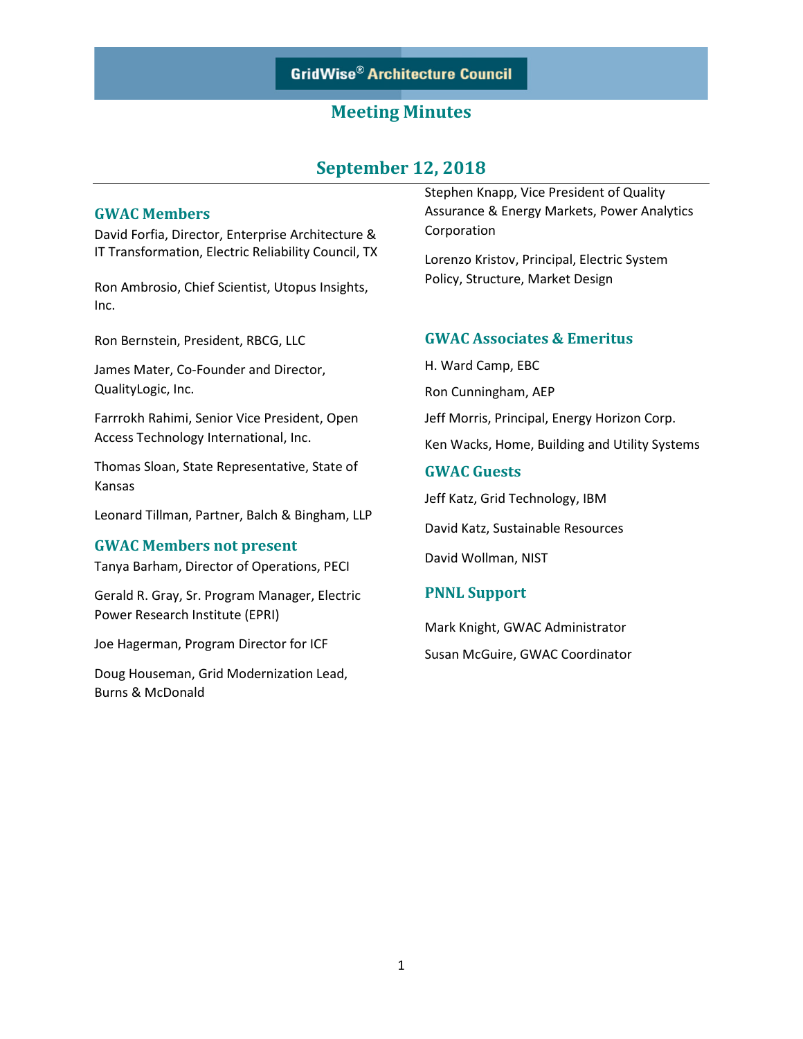GridWise® Architecture Council

# Meeting Minutes

## September 12, 2018

### GWAC Members

David Forfia, Director, Enterprise Architecture & IT Transformation, Electric Reliability Council, TX

Ron Ambrosio, Chief Scientist, Utopus Insights, Inc.

Ron Bernstein, President, RBCG, LLC

James Mater, Co-Founder and Director, QualityLogic, Inc.

Farrrokh Rahimi, Senior Vice President, Open Access Technology International, Inc.

Thomas Sloan, State Representative, State of Kansas

Leonard Tillman, Partner, Balch & Bingham, LLP

Stephen Knapp, Vice President of Quality Assurance & Energy Markets, Power Analytics Corporation

Lorenzo Kristov, Principal, Electric System Policy, Structure, Market Design

### GWAC Members not present

Tanya Barham, Director of Operations, PECI

Gerald R. Gray, Sr. Program Manager, Electric Power Research Institute (EPRI)

Joe Hagerman, Program Director for ICF

Doug Houseman, Grid Modernization Lead, Burns & McDonald

### GWAC Associates & Emeritus

H. Ward Camp, EBC

Ron Cunningham, AEP

Jeff Morris, Principal, Energy Horizon Corp.

Ken Wacks, Home, Building and Utility Systems

### GWAC Guests

Jeff Katz, Grid Technology, IBM

David Katz, Sustainable Resources

David Wollman, NIST

### PNNL Support

Mark Knight, GWAC Administrator

Susan McGuire, GWAC Coordinator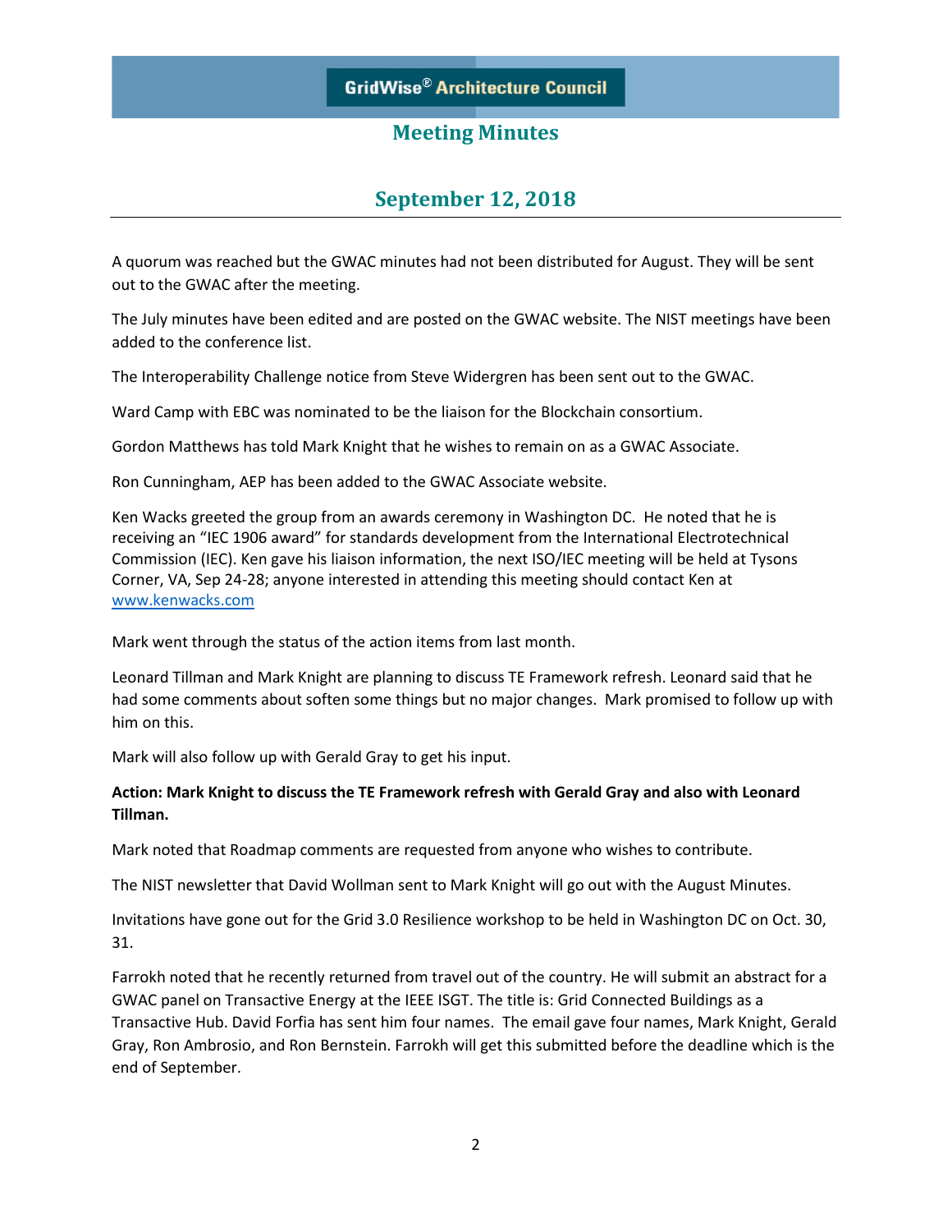GridWise® Architecture Council

## Meeting Minutes

## September 12, 2018

A quorum was reached but the GWAC minutes had not been distributed for August. They will be sent out to the GWAC after the meeting.

The July minutes have been edited and are posted on the GWAC website. The NIST meetings have been added to the conference list.

The Interoperability Challenge notice from Steve Widergren has been sent out to the GWAC.

Ward Camp with EBC was nominated to be the liaison for the Blockchain consortium.

Gordon Matthews has told Mark Knight that he wishes to remain on as a GWAC Associate.

Ron Cunningham, AEP has been added to the GWAC Associate website.

Ken Wacks greeted the group from an awards ceremony in Washington DC. He noted that he is receiving an "IEC 1906 award" for standards development from the International Electrotechnical Commission (IEC). Ken gave his liaison information, the next ISO/IEC meeting will be held at Tysons Corner, VA, Sep 24-28; anyone interested in attending this meeting should contact Ken at www.kenwacks.com

Mark went through the status of the action items from last month.

Leonard Tillman and Mark Knight are planning to discuss TE Framework refresh. Leonard said that he had some comments about soften some things but no major changes. Mark promised to follow up with him on this.

Mark will also follow up with Gerald Gray to get his input.

**Action: Mark Knight to discuss the TE Framework refresh with Gerald Gray and also with Leonard Tillman.**

Mark noted that Roadmap comments are requested from anyone who wishes to contribute.

The NIST newsletter that David Wollman sent to Mark Knight will go out with the August Minutes.

Invitations have gone out for the Grid 3.0 Resilience workshop to be held in Washington DC on Oct. 30, 31.

Farrokh noted that he recently returned from travel out of the country. He will submit an abstract for a GWAC panel on Transactive Energy at the IEEE ISGT. The title is: Grid Connected Buildings as a Transactive Hub. David Forfia has sent him four names. The email gave four names, Mark Knight, Gerald Gray, Ron Ambrosio, and Ron Bernstein. Farrokh will get this submitted before the deadline which is the end of September.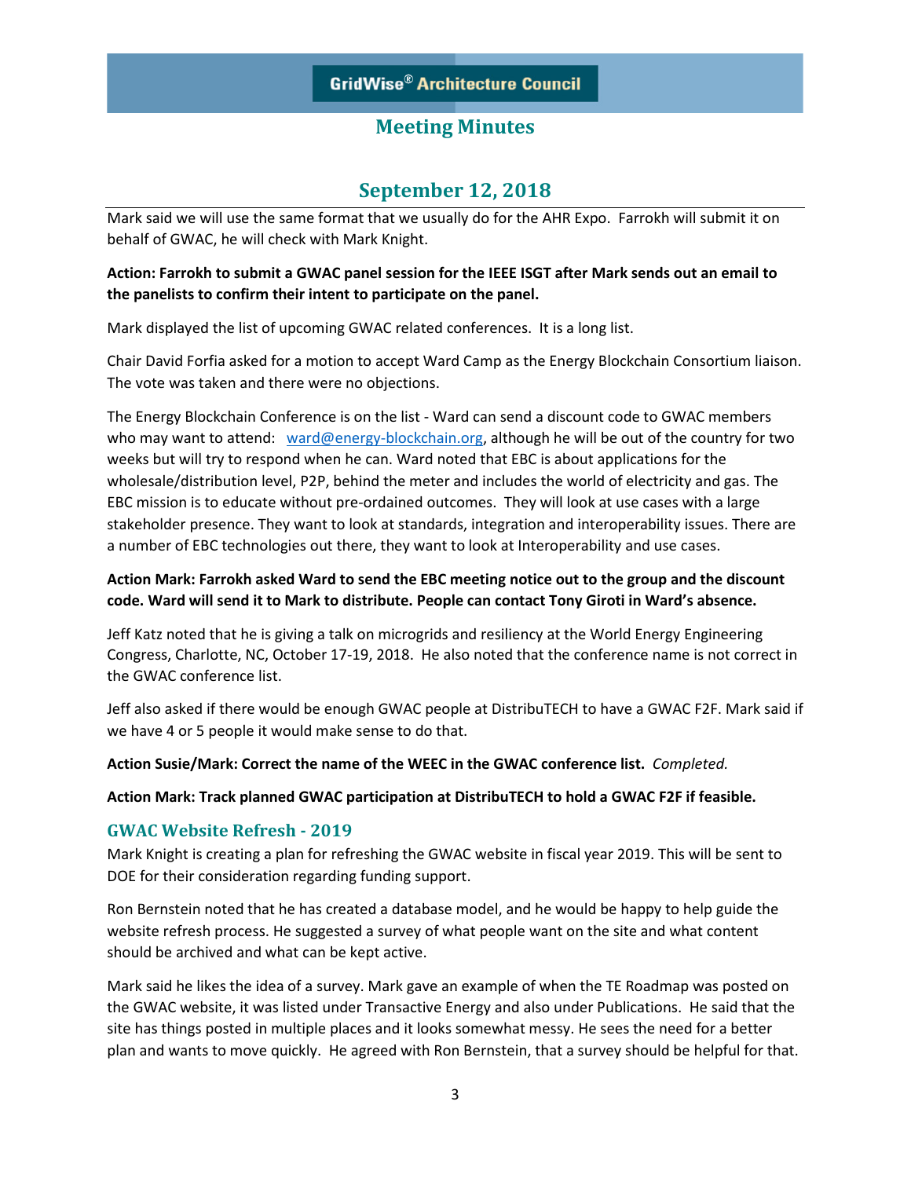Mark said we will use the same format that we usually do for the AHR Expo. Farrokh will submit it on behalf of GWAC, he will check with Mark Knight.

**Action: Farrokh to submit a GWAC panel session for the IEEE ISGT after Mark sends out an email to the panelists to confirm their intent to participate on the panel.**

Mark displayed the list of upcoming GWAC related conferences. It is a long list.

Chair David Forfia asked for a motion to accept Ward Camp as the Energy Blockchain Consortium liaison. The vote was taken and there were no objections.

The Energy Blockchain Conference is on the list - Ward can send a discount code to GWAC members who may want to attend: ward@energy-blockchain.org, although he will be out of the country for two weeks but will try to respond when he can. Ward noted that EBC is about applications for the wholesale/distribution level, P2P, behind the meter and includes the world of electricity and gas. The EBC mission is to educate without pre-ordained outcomes. They will look at use cases with a large stakeholder presence. They want to look at standards, integration and interoperability issues. There are a number of EBC technologies out there, they want to look at Interoperability and use cases.

**Action Mark: Farrokh asked Ward to send the EBC meeting notice out to the group and the discount code. Ward will send it to Mark to distribute. People can contact Tony Giroti in Ward's absence.**

Jeff Katz noted that he is giving a talk on microgrids and resiliency at the World Energy Engineering Congress, Charlotte, NC, October 17-19, 2018. He also noted that the conference name is not correct in the GWAC conference list.

Jeff also asked if there would be enough GWAC people at DistribuTECH to have a GWAC F2F. Mark said if we have 4 or 5 people it would make sense to do that.

**Action Susie/Mark: Correct the name of the WEEC in the GWAC conference list.** *Completed.*

**Action Mark: Track planned GWAC participation at DistribuTECH to hold a GWAC F2F if feasible.**

## GWAC Website Refresh - 2019

Mark Knight is creating a plan for refreshing the GWAC website in fiscal year 2019. This will be sent to DOE for their consideration regarding funding support.

Ron Bernstein noted that he has created a database model, and he would be happy to help guide the website refresh process. He suggested a survey of what people want on the site and what content should be archived and what can be kept active.

Mark said he likes the idea of a survey. Mark gave an example of when the TE Roadmap was posted on the GWAC website, it was listed under Transactive Energy and also under Publications. He said that the site has things posted in multiple places and it looks somewhat messy. He sees the need for a better plan and wants to move quickly. He agreed with Ron Bernstein, that a survey should be helpful for that.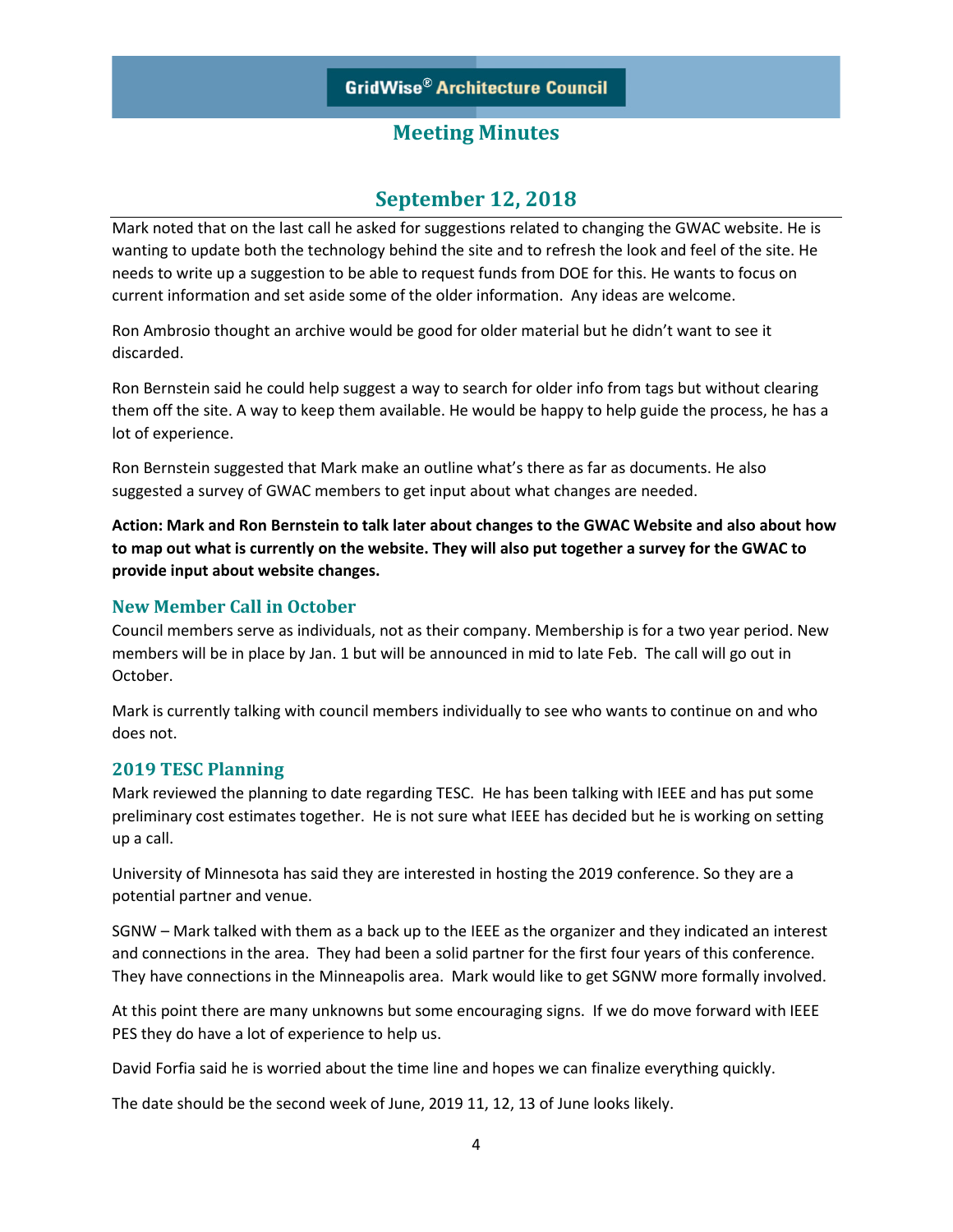Mark noted that on the last call he asked for suggestions related to changing the GWAC website. He is wanting to update both the technology behind the site and to refresh the look and feel of the site. He needs to write up a suggestion to be able to request funds from DOE for this. He wants to focus on current information and set aside some of the older information. Any ideas are welcome.

Ron Ambrosio thought an archive would be good for older material but he didn't want to see it discarded.

Ron Bernstein said he could help suggest a way to search for older info from tags but without clearing them off the site. A way to keep them available. He would be happy to help guide the process, he has a lot of experience.

Ron Bernstein suggested that Mark make an outline what's there as far as documents. He also suggested a survey of GWAC members to get input about what changes are needed.

**Action: Mark and Ron Bernstein to talk later about changes to the GWAC Website and also about how to map out what is currently on the website. They will also put together a survey for the GWAC to provide input about website changes.**

## New Member Call in October

Council members serve as individuals, not as their company. Membership is for a two year period. New members will be in place by Jan. 1 but will be announced in mid to late Feb. The call will go out in October.

Mark is currently talking with council members individually to see who wants to continue on and who does not.

## 2019 TESC Planning

Mark reviewed the planning to date regarding TESC. He has been talking with IEEE and has put some preliminary cost estimates together. He is not sure what IEEE has decided but he is working on setting up a call.

University of Minnesota has said they are interested in hosting the 2019 conference. So they are a potential partner and venue.

SGNW – Mark talked with them as a back up to the IEEE as the organizer and they indicated an interest and connections in the area. They had been a solid partner for the first four years of this conference. They have connections in the Minneapolis area. Mark would like to get SGNW more formally involved.

At this point there are many unknowns but some encouraging signs. If we do move forward with IEEE PES they do have a lot of experience to help us.

David Forfia said he is worried about the time line and hopes we can finalize everything quickly.

The date should be the second week of June, 2019 11, 12, 13 of June looks likely.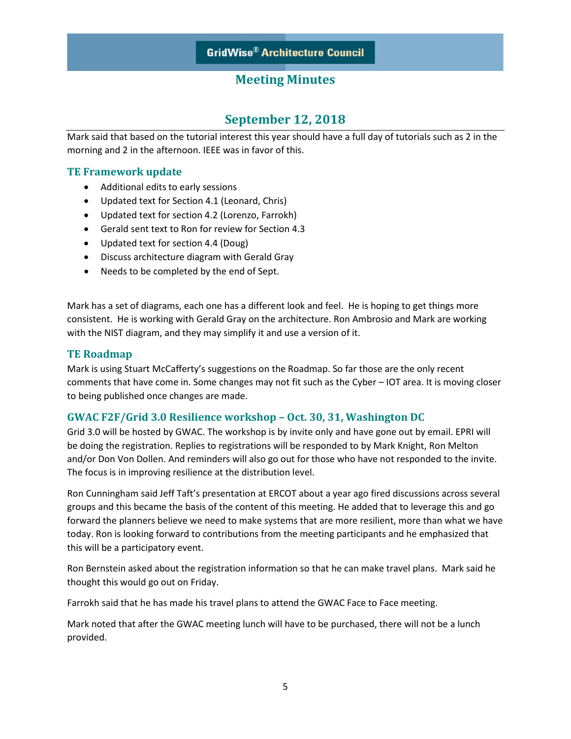GridWise® Architecture Council

# Meeting Minutes

## September 12, 2018

Mark said that based on the tutorial interest this year should have a full day of tutorials such as 2 in the morning and 2 in the afternoon. IEEE was in favor of this.

### TE Framework update

- Additional edits to early sessions
- Updated text for Section 4.1 (Leonard, Chris)
- Updated text for section 4.2 (Lorenzo, Farrokh)
- Gerald sent text to Ron for review for Section 4.3
- Updated text for section 4.4 (Doug)
- Discuss architecture diagram with Gerald Gray
- Needs to be completed by the end of Sept.

Mark has a set of diagrams, each one has a different look and feel. He is hoping to get things more consistent. He is working with Gerald Gray on the architecture. Ron Ambrosio and Mark are working with the NIST diagram, and they may simplify it and use a version of it.

### TE Roadmap

Mark is using Stuart McCafferty's suggestions on the Roadmap. So far those are the only recent comments that have come in. Some changes may not fit such as the Cyber – IOT area. It is moving closer to being published once changes are made.

### GWAC F2F/Grid 3.0 Resilience workshop – Oct. 30, 31, Washington DC

Grid 3.0 will be hosted by GWAC. The workshop is by invite only and have gone out by email. EPRI will be doing the registration. Replies to registrations will be responded to by Mark Knight, Ron Melton and/or Don Von Dollen. And reminders will also go out for those who have not responded to the invite. The focus is in improving resilience at the distribution level.

Ron Cunningham said Jeff Taft's presentation at ERCOT about a year ago fired discussions across several groups and this became the basis of the content of this meeting. He added that to leverage this and go forward the planners believe we need to make systems that are more resilient, more than what we have today. Ron is looking forward to contributions from the meeting participants and he emphasized that this will be a participatory event.

Ron Bernstein asked about the registration information so that he can make travel plans. Mark said he thought this would go out on Friday.

Farrokh said that he has made his travel plans to attend the GWAC Face to Face meeting.

Mark noted that after the GWAC meeting lunch will have to be purchased, there will not be a lunch provided.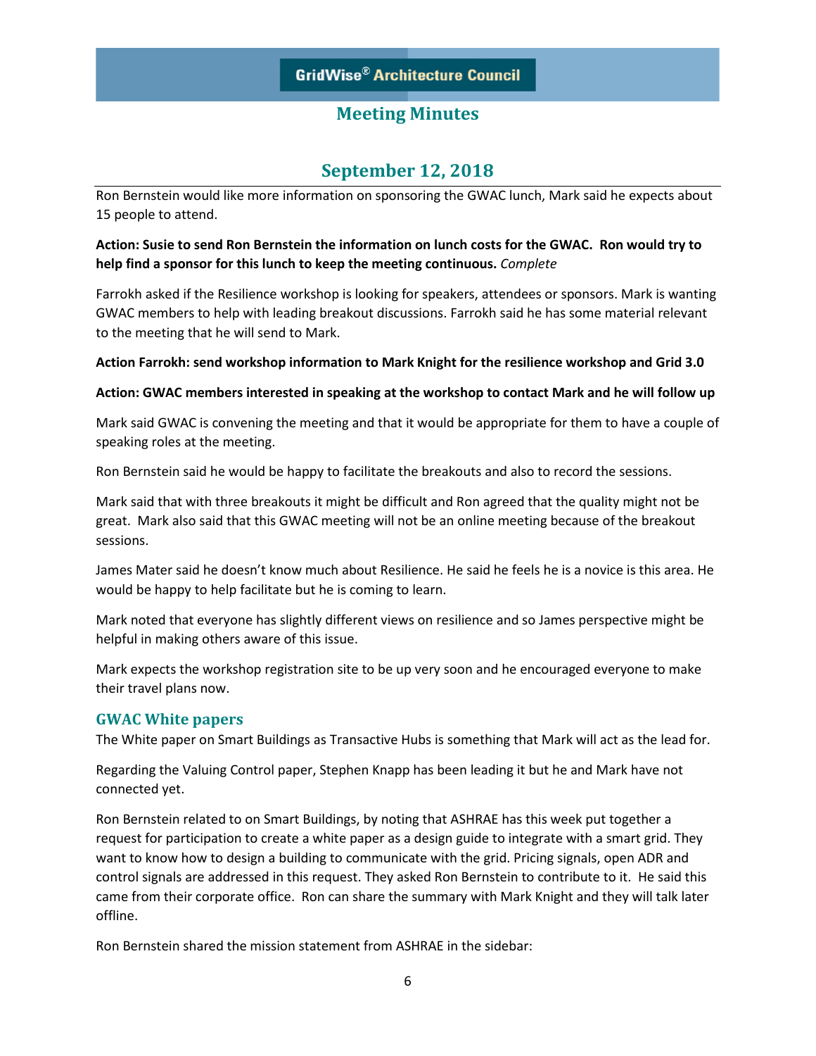# Meeting Minutes

## September 12, 2018

Ron Bernstein would like more information on sponsoring the GWAC lunch, Mark said he expects about 15 people to attend.

**Action: Susie to send Ron Bernstein the information on lunch costs for the GWAC. Ron would try to help find a sponsor for this lunch to keep the meeting continuous.** *Complete*

Farrokh asked if the Resilience workshop is looking for speakers, attendees or sponsors. Mark is wanting GWAC members to help with leading breakout discussions. Farrokh said he has some material relevant to the meeting that he will send to Mark.

**Action Farrokh: send workshop information to Mark Knight for the resilience workshop and Grid 3.0**

**Action: GWAC members interested in speaking at the workshop to contact Mark and he will follow up**

Mark said GWAC is convening the meeting and that it would be appropriate for them to have a couple of speaking roles at the meeting.

Ron Bernstein said he would be happy to facilitate the breakouts and also to record the sessions.

Mark said that with three breakouts it might be difficult and Ron agreed that the quality might not be great. Mark also said that this GWAC meeting will not be an online meeting because of the breakout sessions.

James Mater said he doesn't know much about Resilience. He said he feels he is a novice is this area. He would be happy to help facilitate but he is coming to learn.

Mark noted that everyone has slightly different views on resilience and so James perspective might be helpful in making others aware of this issue.

Mark expects the workshop registration site to be up very soon and he encouraged everyone to make their travel plans now.

### GWAC White papers

The White paper on Smart Buildings as Transactive Hubs is something that Mark will act as the lead for.

Regarding the Valuing Control paper, Stephen Knapp has been leading it but he and Mark have not connected yet.

Ron Bernstein related to on Smart Buildings, by noting that ASHRAE has this week put together a request for participation to create a white paper as a design guide to integrate with a smart grid. They want to know how to design a building to communicate with the grid. Pricing signals, open ADR and control signals are addressed in this request. They asked Ron Bernstein to contribute to it. He said this came from their corporate office. Ron can share the summary with Mark Knight and they will talk later offline.

Ron Bernstein shared the mission statement from ASHRAE in the sidebar: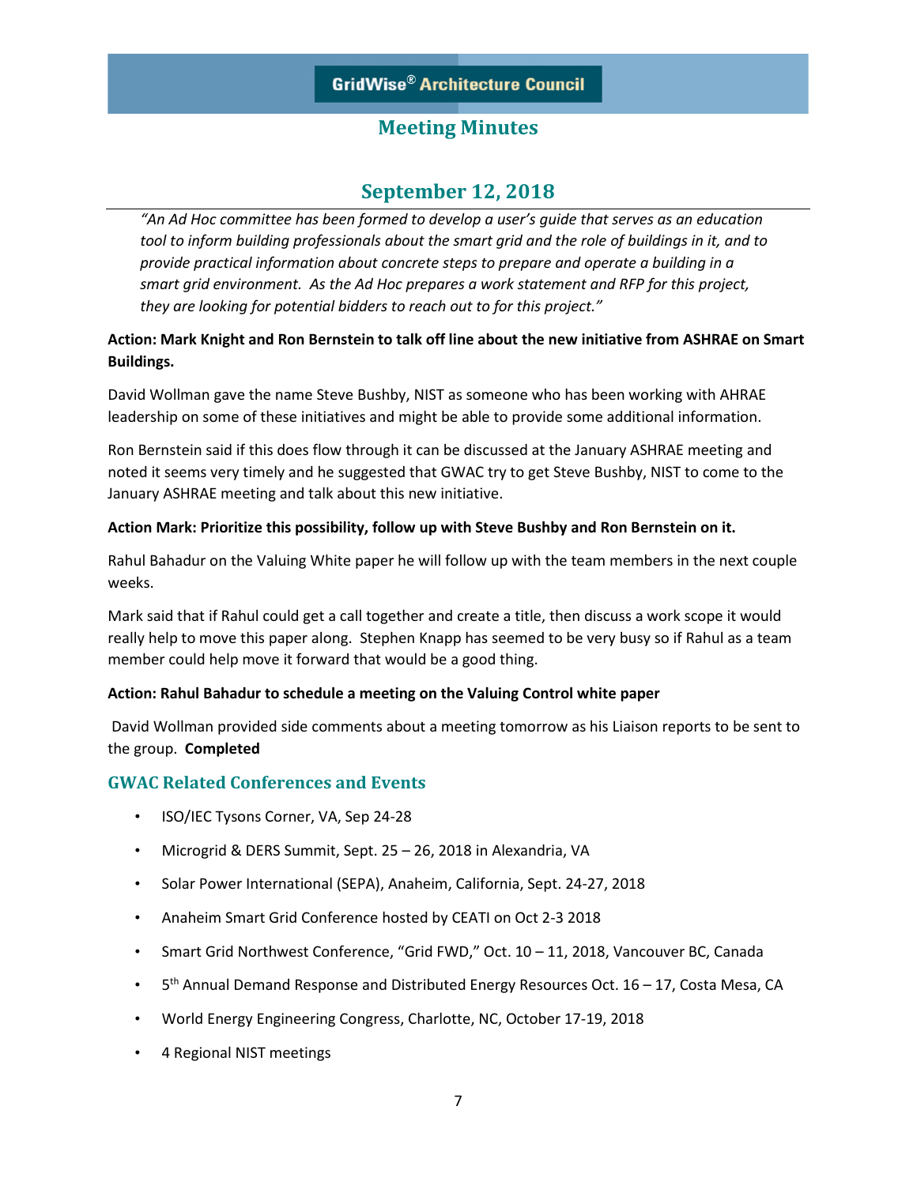# Meeting Minutes

## September 12, 2018

*"An Ad Hoc committee has been formed to develop a user's guide that serves as an education tool to inform building professionals about the smart grid and the role of buildings in it, and to provide practical information about concrete steps to prepare and operate a building in a smart grid environment. As the Ad Hoc prepares a work statement and RFP for this project, they are looking for potential bidders to reach out to for this project."*

**Action: Mark Knight and Ron Bernstein to talk off line about the new initiative from ASHRAE on Smart Buildings.**

David Wollman gave the name Steve Bushby, NIST as someone who has been working with AHRAE leadership on some of these initiatives and might be able to provide some additional information.

Ron Bernstein said if this does flow through it can be discussed at the January ASHRAE meeting and noted it seems very timely and he suggested that GWAC try to get Steve Bushby, NIST to come to the January ASHRAE meeting and talk about this new initiative.

**Action Mark: Prioritize this possibility, follow up with Steve Bushby and Ron Bernstein on it.**

Rahul Bahadur on the Valuing White paper he will follow up with the team members in the next couple weeks.

Mark said that if Rahul could get a call together and create a title, then discuss a work scope it would really help to move this paper along. Stephen Knapp has seemed to be very busy so if Rahul as a team member could help move it forward that would be a good thing.

**Action: Rahul Bahadur to schedule a meeting on the Valuing Control white paper**

David Wollman provided side comments about a meeting tomorrow as his Liaison reports to be sent to the group. **Completed**

### GWAC Related Conferences and Events

- ISO/IEC Tysons Corner, VA, Sep 24-28
- Microgrid & DERS Summit, Sept. 25 – 26, 2018 in Alexandria, VA
- Solar Power International (SEPA), Anaheim, California, Sept. 24-27, 2018
- Anaheim Smart Grid Conference hosted by CEATI on Oct 2-3 2018
- Smart Grid Northwest Conference, "Grid FWD," Oct. 10 – 11, 2018, Vancouver BC, Canada
- 5th Annual Demand Response and Distributed Energy Resources Oct. 16 – 17, Costa Mesa, CA
- World Energy Engineering Congress, Charlotte, NC, October 17-19, 2018
- 4 Regional NIST meetings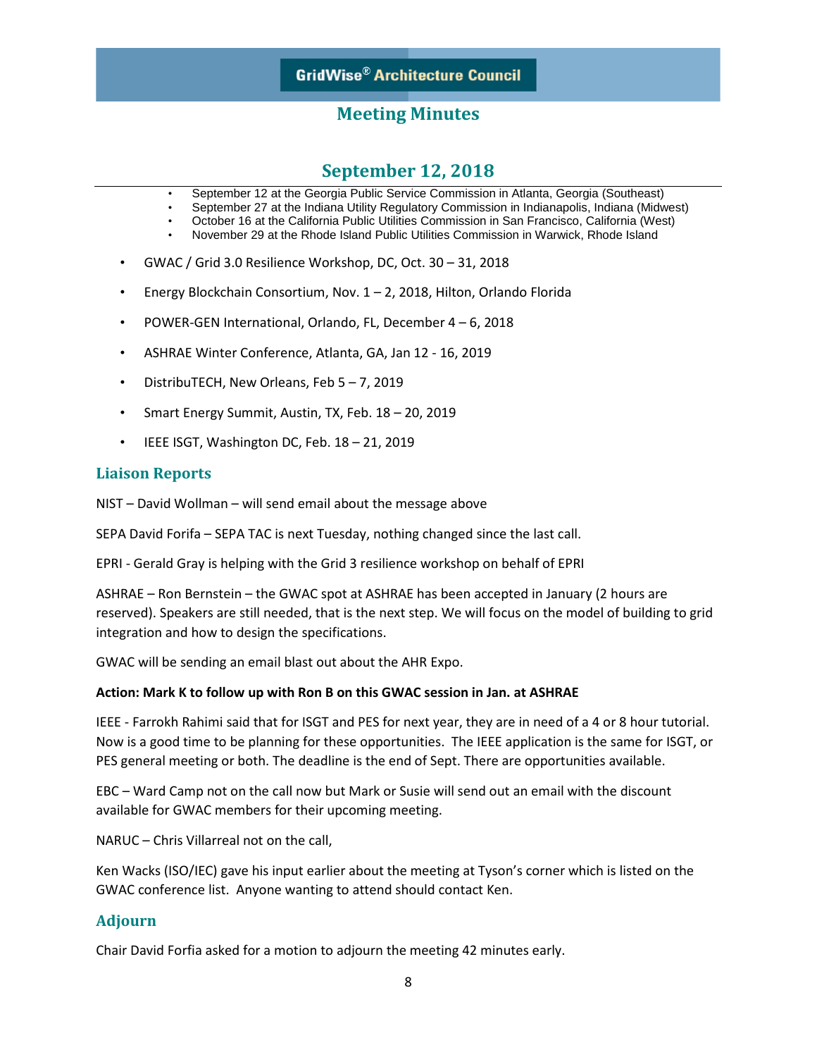## September 12, 2018

- September 12 at the Georgia Public Service Commission in Atlanta, Georgia (Southeast)
- September 27 at the Indiana Utility Regulatory Commission in Indianapolis, Indiana (Midwest)
- October 16 at the California Public Utilities Commission in San Francisco, California (West)
- November 29 at the Rhode Island Public Utilities Commission in Warwick, Rhode Island

- GWAC / Grid 3.0 Resilience Workshop, DC, Oct. 30 – 31, 2018
- Energy Blockchain Consortium, Nov. 1 – 2, 2018, Hilton, Orlando Florida
- POWER-GEN International, Orlando, FL, December 4 – 6, 2018
- ASHRAE Winter Conference, Atlanta, GA, Jan 12 - 16, 2019
- DistribuTECH, New Orleans, Feb 5 – 7, 2019
- Smart Energy Summit, Austin, TX, Feb. 18 – 20, 2019
- IEEE ISGT, Washington DC, Feb. 18 – 21, 2019

### Liaison Reports

NIST – David Wollman – will send email about the message above

SEPA David Forifa – SEPA TAC is next Tuesday, nothing changed since the last call.

EPRI - Gerald Gray is helping with the Grid 3 resilience workshop on behalf of EPRI

ASHRAE – Ron Bernstein – the GWAC spot at ASHRAE has been accepted in January (2 hours are reserved). Speakers are still needed, that is the next step. We will focus on the model of building to grid integration and how to design the specifications.

GWAC will be sending an email blast out about the AHR Expo.

**Action: Mark K to follow up with Ron B on this GWAC session in Jan. at ASHRAE**

IEEE - Farrokh Rahimi said that for ISGT and PES for next year, they are in need of a 4 or 8 hour tutorial. Now is a good time to be planning for these opportunities. The IEEE application is the same for ISGT, or PES general meeting or both. The deadline is the end of Sept. There are opportunities available.

EBC – Ward Camp not on the call now but Mark or Susie will send out an email with the discount available for GWAC members for their upcoming meeting.

NARUC – Chris Villarreal not on the call,

Ken Wacks (ISO/IEC) gave his input earlier about the meeting at Tyson's corner which is listed on the GWAC conference list. Anyone wanting to attend should contact Ken.

### Adjourn

Chair David Forfia asked for a motion to adjourn the meeting 42 minutes early.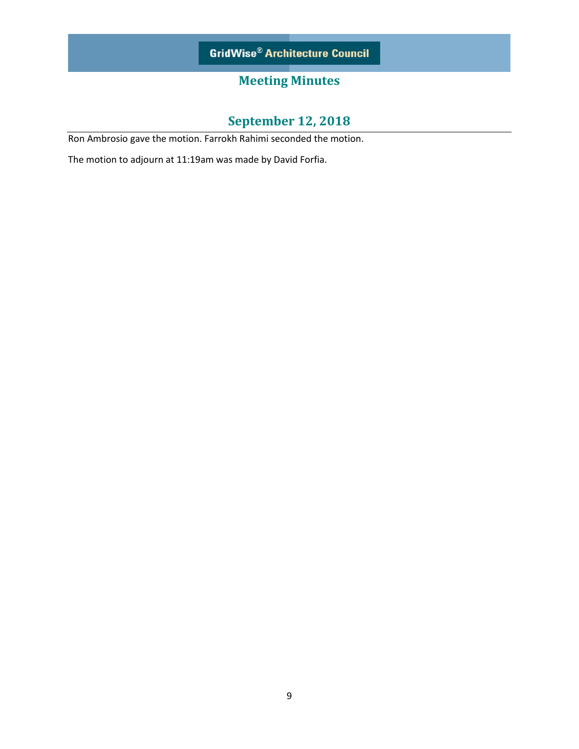Ron Ambrosio gave the motion. Farrokh Rahimi seconded the motion.

The motion to adjourn at 11:19am was made by David Forfia.